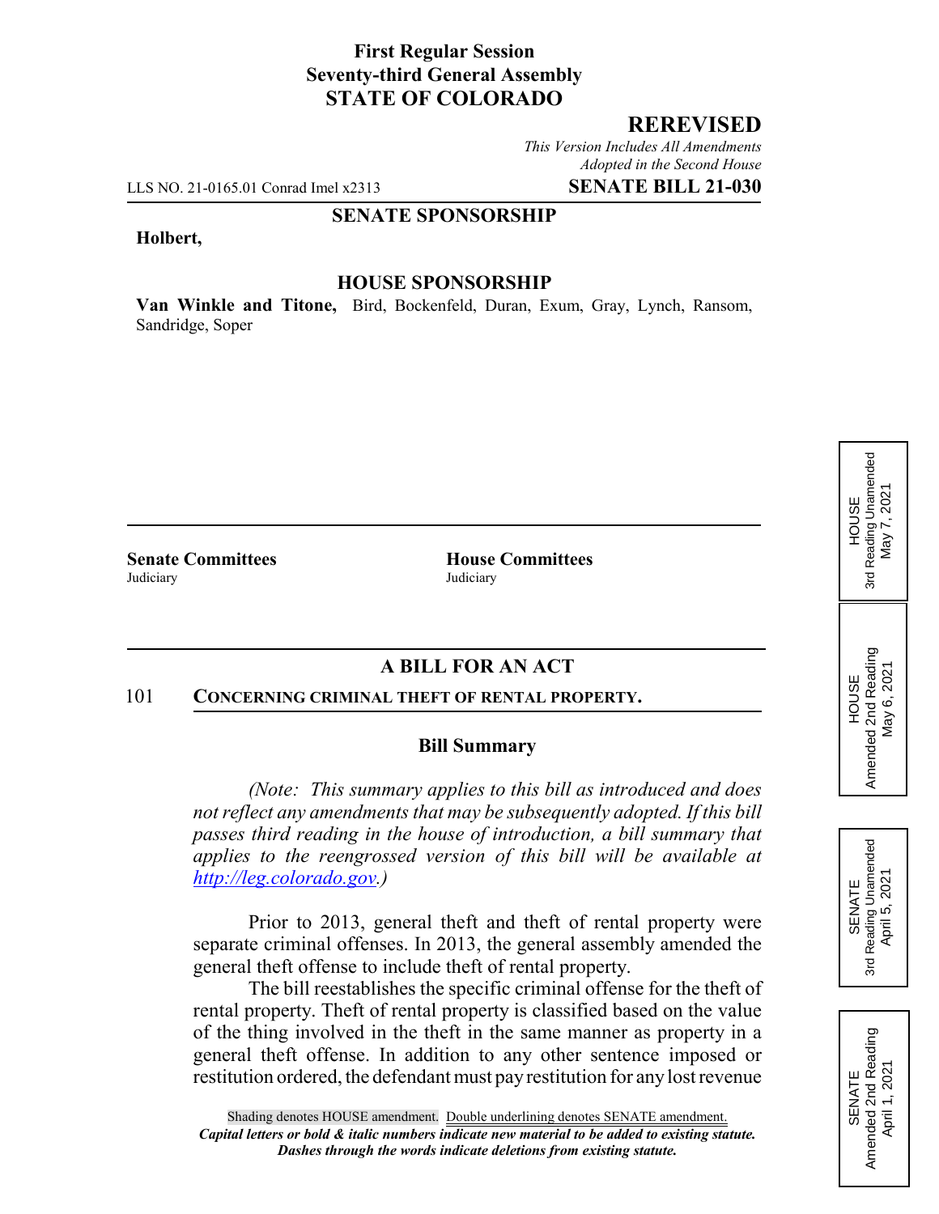**First Regular Session**
**Seventy-third General Assembly**
**STATE OF COLORADO**

**REREVISED**

*This Version Includes All Amendments Adopted in the Second House*

LLS NO. 21-0165.01 Conrad Imel x2313 **SENATE BILL 21-030**

**SENATE SPONSORSHIP**

**Holbert,**

**HOUSE SPONSORSHIP**

**Van Winkle and Titone,** Bird, Bockenfeld, Duran, Exum, Gray, Lynch, Ransom, Sandridge, Soper

HOUSE 3rd Reading Unamended May 7, 2021

HOUSE Amended 2nd Reading May 6, 2021

SENATE 3rd Reading Unamended April 5, 2021

SENATE Amended 2nd Reading April 1, 2021

**Senate Committees**
Judiciary

**House Committees**
Judiciary

## A BILL FOR AN ACT

101 **CONCERNING CRIMINAL THEFT OF RENTAL PROPERTY.**

### Bill Summary

*(Note: This summary applies to this bill as introduced and does not reflect any amendments that may be subsequently adopted. If this bill passes third reading in the house of introduction, a bill summary that applies to the reengrossed version of this bill will be available at http://leg.colorado.gov.)*

Prior to 2013, general theft and theft of rental property were separate criminal offenses. In 2013, the general assembly amended the general theft offense to include theft of rental property.

The bill reestablishes the specific criminal offense for the theft of rental property. Theft of rental property is classified based on the value of the thing involved in the theft in the same manner as property in a general theft offense. In addition to any other sentence imposed or restitution ordered, the defendant must pay restitution for any lost revenue

Shading denotes HOUSE amendment. Double underlining denotes SENATE amendment.
*Capital letters or bold & italic numbers indicate new material to be added to existing statute.*
*Dashes through the words indicate deletions from existing statute.*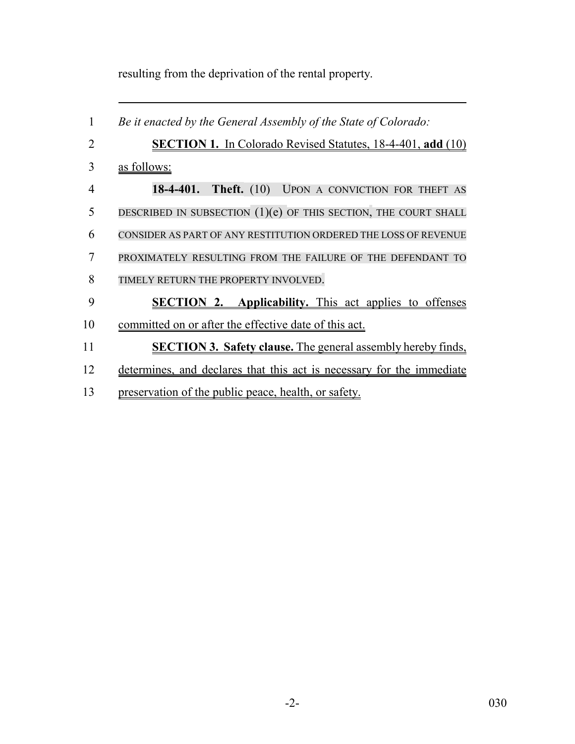resulting from the deprivation of the rental property.

---

*Be it enacted by the General Assembly of the State of Colorado:*

**SECTION 1.** In Colorado Revised Statutes, 18-4-401, **add** (10) as follows:

**18-4-401. Theft.** (10) UPON A CONVICTION FOR THEFT AS DESCRIBED IN SUBSECTION (1)(e) OF THIS SECTION, THE COURT SHALL CONSIDER AS PART OF ANY RESTITUTION ORDERED THE LOSS OF REVENUE PROXIMATELY RESULTING FROM THE FAILURE OF THE DEFENDANT TO TIMELY RETURN THE PROPERTY INVOLVED.

**SECTION 2. Applicability.** This act applies to offenses committed on or after the effective date of this act.

**SECTION 3. Safety clause.** The general assembly hereby finds, determines, and declares that this act is necessary for the immediate preservation of the public peace, health, or safety.